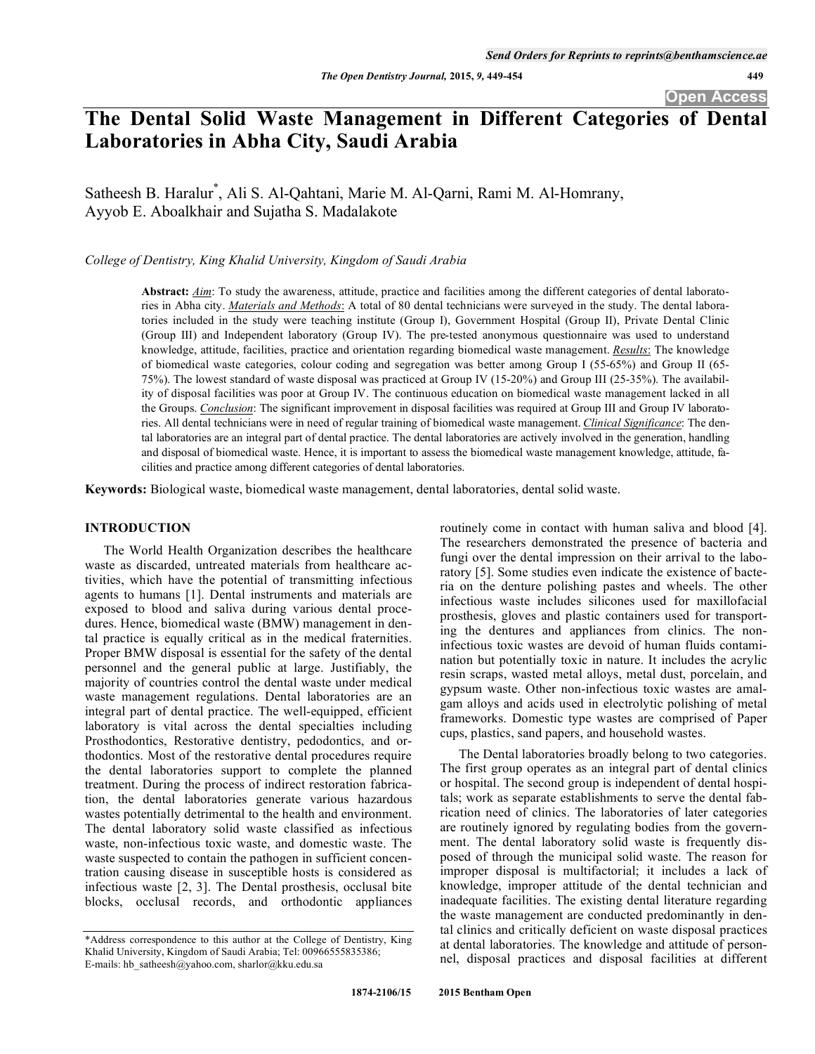# The Dental Solid Waste Management in Different Categories of Dental Laboratories in Abha City, Saudi Arabia

Satheesh B. Haralur*, Ali S. Al-Qahtani, Marie M. Al-Qarni, Rami M. Al-Homrany, Ayyob E. Aboalkhair and Sujatha S. Madalakote

*College of Dentistry, King Khalid University, Kingdom of Saudi Arabia*

**Abstract:** ***Aim***: To study the awareness, attitude, practice and facilities among the different categories of dental laboratories in Abha city. ***Materials and Methods***: A total of 80 dental technicians were surveyed in the study. The dental laboratories included in the study were teaching institute (Group I), Government Hospital (Group II), Private Dental Clinic (Group III) and Independent laboratory (Group IV). The pre-tested anonymous questionnaire was used to understand knowledge, attitude, facilities, practice and orientation regarding biomedical waste management. ***Results***: The knowledge of biomedical waste categories, colour coding and segregation was better among Group I (55-65%) and Group II (65-75%). The lowest standard of waste disposal was practiced at Group IV (15-20%) and Group III (25-35%). The availability of disposal facilities was poor at Group IV. The continuous education on biomedical waste management lacked in all the Groups. ***Conclusion***: The significant improvement in disposal facilities was required at Group III and Group IV laboratories. All dental technicians were in need of regular training of biomedical waste management. ***Clinical Significance***: The dental laboratories are an integral part of dental practice. The dental laboratories are actively involved in the generation, handling and disposal of biomedical waste. Hence, it is important to assess the biomedical waste management knowledge, attitude, facilities and practice among different categories of dental laboratories.

**Keywords:** Biological waste, biomedical waste management, dental laboratories, dental solid waste.

## INTRODUCTION

The World Health Organization describes the healthcare waste as discarded, untreated materials from healthcare activities, which have the potential of transmitting infectious agents to humans [1]. Dental instruments and materials are exposed to blood and saliva during various dental procedures. Hence, biomedical waste (BMW) management in dental practice is equally critical as in the medical fraternities. Proper BMW disposal is essential for the safety of the dental personnel and the general public at large. Justifiably, the majority of countries control the dental waste under medical waste management regulations. Dental laboratories are an integral part of dental practice. The well-equipped, efficient laboratory is vital across the dental specialties including Prosthodontics, Restorative dentistry, pedodontics, and orthodontics. Most of the restorative dental procedures require the dental laboratories support to complete the planned treatment. During the process of indirect restoration fabrication, the dental laboratories generate various hazardous wastes potentially detrimental to the health and environment. The dental laboratory solid waste classified as infectious waste, non-infectious toxic waste, and domestic waste. The waste suspected to contain the pathogen in sufficient concentration causing disease in susceptible hosts is considered as infectious waste [2, 3]. The Dental prosthesis, occlusal bite blocks, occlusal records, and orthodontic appliances routinely come in contact with human saliva and blood [4]. The researchers demonstrated the presence of bacteria and fungi over the dental impression on their arrival to the laboratory [5]. Some studies even indicate the existence of bacteria on the denture polishing pastes and wheels. The other infectious waste includes silicones used for maxillofacial prosthesis, gloves and plastic containers used for transporting the dentures and appliances from clinics. The non-infectious toxic wastes are devoid of human fluids contamination but potentially toxic in nature. It includes the acrylic resin scraps, wasted metal alloys, metal dust, porcelain, and gypsum waste. Other non-infectious toxic wastes are amalgam alloys and acids used in electrolytic polishing of metal frameworks. Domestic type wastes are comprised of Paper cups, plastics, sand papers, and household wastes.

The Dental laboratories broadly belong to two categories. The first group operates as an integral part of dental clinics or hospital. The second group is independent of dental hospitals; work as separate establishments to serve the dental fabrication need of clinics. The laboratories of later categories are routinely ignored by regulating bodies from the government. The dental laboratory solid waste is frequently disposed of through the municipal solid waste. The reason for improper disposal is multifactorial; it includes a lack of knowledge, improper attitude of the dental technician and inadequate facilities. The existing dental literature regarding the waste management are conducted predominantly in dental clinics and critically deficient on waste disposal practices at dental laboratories. The knowledge and attitude of personnel, disposal practices and disposal facilities at different

*Address correspondence to this author at the College of Dentistry, King Khalid University, Kingdom of Saudi Arabia; Tel: 00966555835386; E-mails: hb_satheesh@yahoo.com, sharlor@kku.edu.sa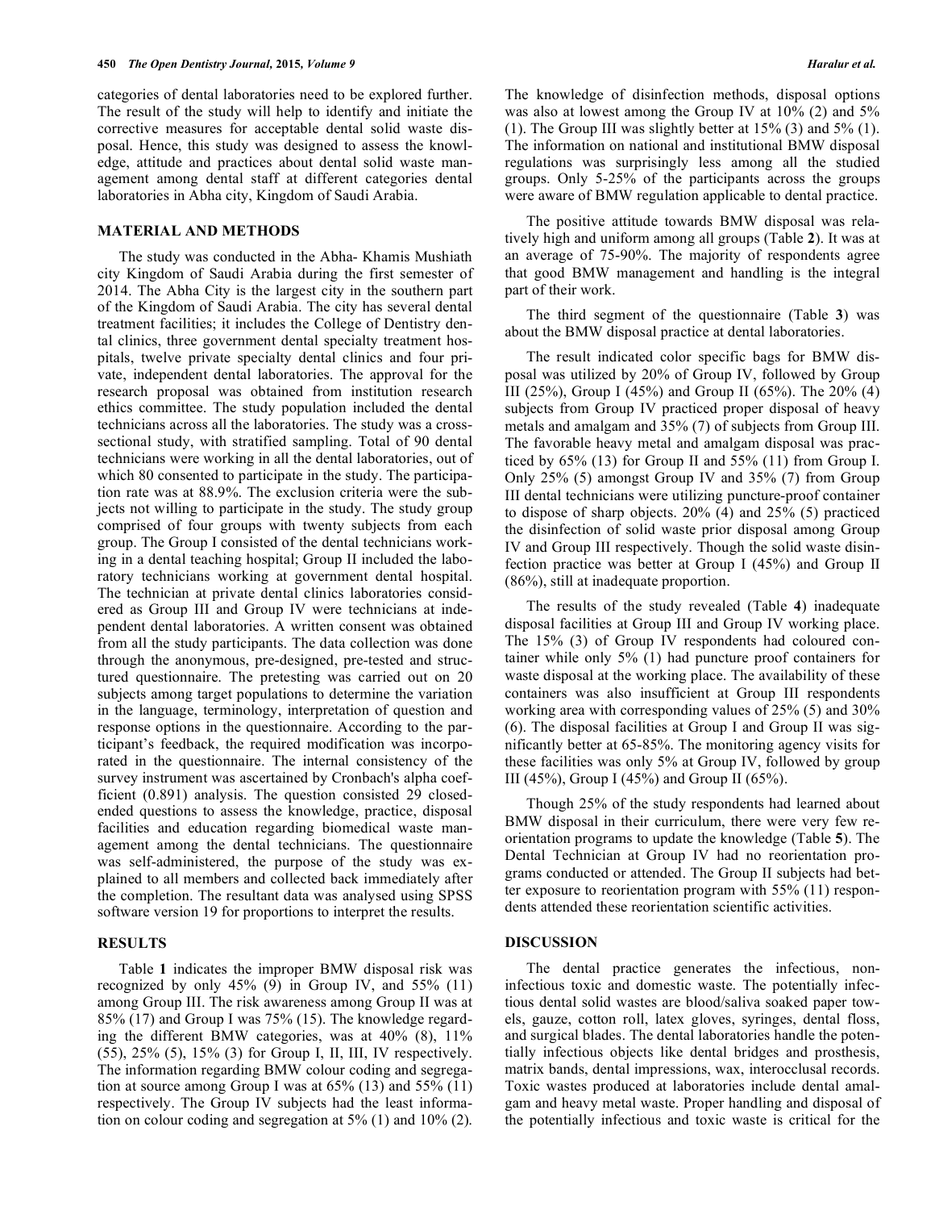categories of dental laboratories need to be explored further. The result of the study will help to identify and initiate the corrective measures for acceptable dental solid waste disposal. Hence, this study was designed to assess the knowledge, attitude and practices about dental solid waste management among dental staff at different categories dental laboratories in Abha city, Kingdom of Saudi Arabia.

## MATERIAL AND METHODS

The study was conducted in the Abha- Khamis Mushiath city Kingdom of Saudi Arabia during the first semester of 2014. The Abha City is the largest city in the southern part of the Kingdom of Saudi Arabia. The city has several dental treatment facilities; it includes the College of Dentistry dental clinics, three government dental specialty treatment hospitals, twelve private specialty dental clinics and four private, independent dental laboratories. The approval for the research proposal was obtained from institution research ethics committee. The study population included the dental technicians across all the laboratories. The study was a cross-sectional study, with stratified sampling. Total of 90 dental technicians were working in all the dental laboratories, out of which 80 consented to participate in the study. The participation rate was at 88.9%. The exclusion criteria were the subjects not willing to participate in the study. The study group comprised of four groups with twenty subjects from each group. The Group I consisted of the dental technicians working in a dental teaching hospital; Group II included the laboratory technicians working at government dental hospital. The technician at private dental clinics laboratories considered as Group III and Group IV were technicians at independent dental laboratories. A written consent was obtained from all the study participants. The data collection was done through the anonymous, pre-designed, pre-tested and structured questionnaire. The pretesting was carried out on 20 subjects among target populations to determine the variation in the language, terminology, interpretation of question and response options in the questionnaire. According to the participant's feedback, the required modification was incorporated in the questionnaire. The internal consistency of the survey instrument was ascertained by Cronbach's alpha coefficient (0.891) analysis. The question consisted 29 closed-ended questions to assess the knowledge, practice, disposal facilities and education regarding biomedical waste management among the dental technicians. The questionnaire was self-administered, the purpose of the study was explained to all members and collected back immediately after the completion. The resultant data was analysed using SPSS software version 19 for proportions to interpret the results.

## RESULTS

Table **1** indicates the improper BMW disposal risk was recognized by only 45% (9) in Group IV, and 55% (11) among Group III. The risk awareness among Group II was at 85% (17) and Group I was 75% (15). The knowledge regarding the different BMW categories, was at 40% (8), 11% (55), 25% (5), 15% (3) for Group I, II, III, IV respectively. The information regarding BMW colour coding and segregation at source among Group I was at 65% (13) and 55% (11) respectively. The Group IV subjects had the least information on colour coding and segregation at 5% (1) and 10% (2). The knowledge of disinfection methods, disposal options was also at lowest among the Group IV at 10% (2) and 5% (1). The Group III was slightly better at 15% (3) and 5% (1). The information on national and institutional BMW disposal regulations was surprisingly less among all the studied groups. Only 5-25% of the participants across the groups were aware of BMW regulation applicable to dental practice.

The positive attitude towards BMW disposal was relatively high and uniform among all groups (Table **2**). It was at an average of 75-90%. The majority of respondents agree that good BMW management and handling is the integral part of their work.

The third segment of the questionnaire (Table **3**) was about the BMW disposal practice at dental laboratories.

The result indicated color specific bags for BMW disposal was utilized by 20% of Group IV, followed by Group III (25%), Group I (45%) and Group II (65%). The 20% (4) subjects from Group IV practiced proper disposal of heavy metals and amalgam and 35% (7) of subjects from Group III. The favorable heavy metal and amalgam disposal was practiced by 65% (13) for Group II and 55% (11) from Group I. Only 25% (5) amongst Group IV and 35% (7) from Group III dental technicians were utilizing puncture-proof container to dispose of sharp objects. 20% (4) and 25% (5) practiced the disinfection of solid waste prior disposal among Group IV and Group III respectively. Though the solid waste disinfection practice was better at Group I (45%) and Group II (86%), still at inadequate proportion.

The results of the study revealed (Table **4**) inadequate disposal facilities at Group III and Group IV working place. The 15% (3) of Group IV respondents had coloured container while only 5% (1) had puncture proof containers for waste disposal at the working place. The availability of these containers was also insufficient at Group III respondents working area with corresponding values of 25% (5) and 30% (6). The disposal facilities at Group I and Group II was significantly better at 65-85%. The monitoring agency visits for these facilities was only 5% at Group IV, followed by group III (45%), Group I (45%) and Group II (65%).

Though 25% of the study respondents had learned about BMW disposal in their curriculum, there were very few reorientation programs to update the knowledge (Table **5**). The Dental Technician at Group IV had no reorientation programs conducted or attended. The Group II subjects had better exposure to reorientation program with 55% (11) respondents attended these reorientation scientific activities.

## DISCUSSION

The dental practice generates the infectious, non-infectious toxic and domestic waste. The potentially infectious dental solid wastes are blood/saliva soaked paper towels, gauze, cotton roll, latex gloves, syringes, dental floss, and surgical blades. The dental laboratories handle the potentially infectious objects like dental bridges and prosthesis, matrix bands, dental impressions, wax, interocclusal records. Toxic wastes produced at laboratories include dental amalgam and heavy metal waste. Proper handling and disposal of the potentially infectious and toxic waste is critical for the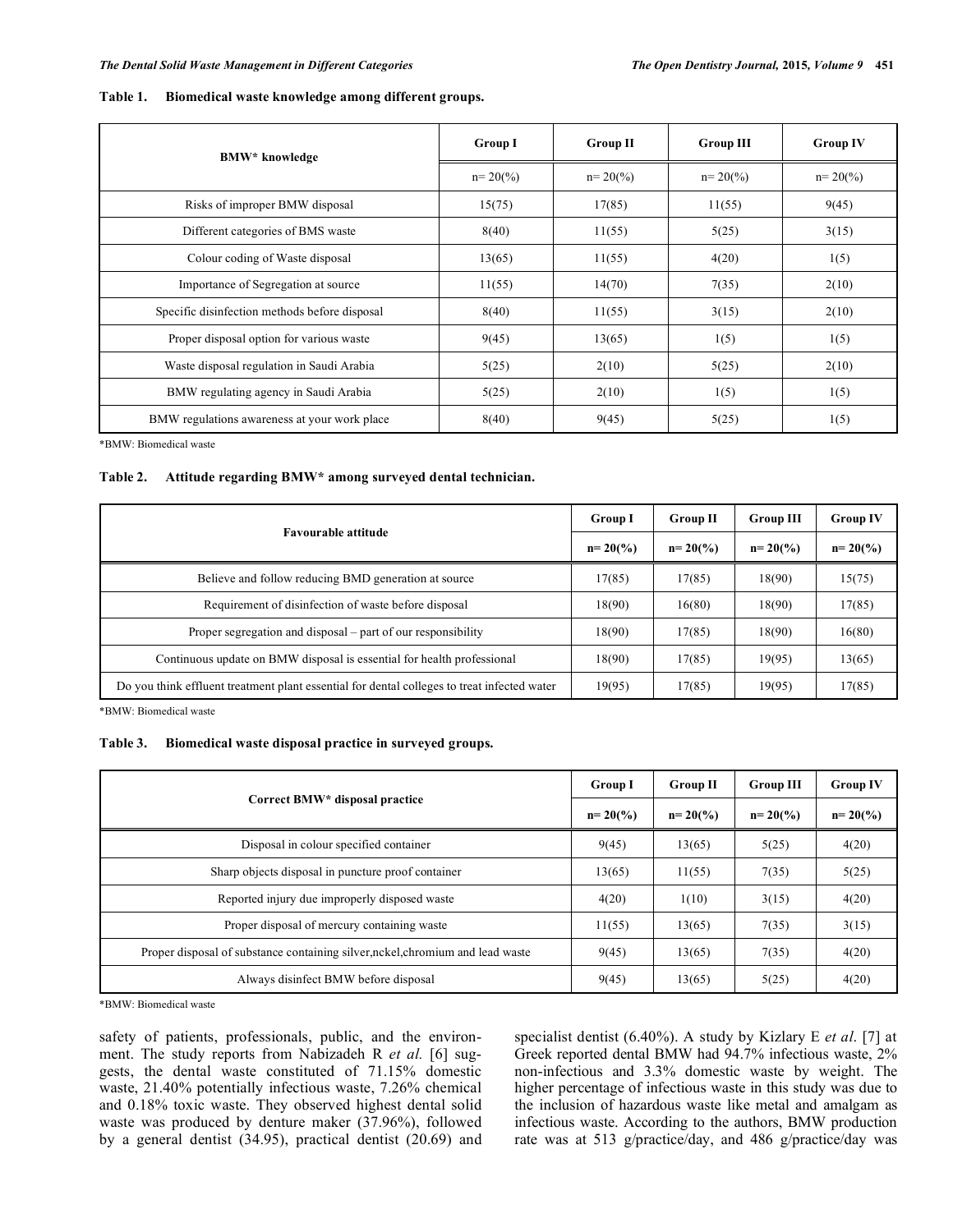**Table 1. Biomedical waste knowledge among different groups.**

| BMW* knowledge | Group I | Group II | Group III | Group IV |
|---|---|---|---|---|
| | n= 20(%) | n= 20(%) | n= 20(%) | n= 20(%) |
| Risks of improper BMW disposal | 15(75) | 17(85) | 11(55) | 9(45) |
| Different categories of BMS waste | 8(40) | 11(55) | 5(25) | 3(15) |
| Colour coding of Waste disposal | 13(65) | 11(55) | 4(20) | 1(5) |
| Importance of Segregation at source | 11(55) | 14(70) | 7(35) | 2(10) |
| Specific disinfection methods before disposal | 8(40) | 11(55) | 3(15) | 2(10) |
| Proper disposal option for various waste | 9(45) | 13(65) | 1(5) | 1(5) |
| Waste disposal regulation in Saudi Arabia | 5(25) | 2(10) | 5(25) | 2(10) |
| BMW regulating agency in Saudi Arabia | 5(25) | 2(10) | 1(5) | 1(5) |
| BMW regulations awareness at your work place | 8(40) | 9(45) | 5(25) | 1(5) |

*BMW: Biomedical waste

**Table 2. Attitude regarding BMW* among surveyed dental technician.**

| Favourable attitude | Group I | Group II | Group III | Group IV |
|---|---|---|---|---|
| | n= 20(%) | n= 20(%) | n= 20(%) | n= 20(%) |
| Believe and follow reducing BMD generation at source | 17(85) | 17(85) | 18(90) | 15(75) |
| Requirement of disinfection of waste before disposal | 18(90) | 16(80) | 18(90) | 17(85) |
| Proper segregation and disposal – part of our responsibility | 18(90) | 17(85) | 18(90) | 16(80) |
| Continuous update on BMW disposal is essential for health professional | 18(90) | 17(85) | 19(95) | 13(65) |
| Do you think effluent treatment plant essential for dental colleges to treat infected water | 19(95) | 17(85) | 19(95) | 17(85) |

*BMW: Biomedical waste

**Table 3. Biomedical waste disposal practice in surveyed groups.**

| Correct BMW* disposal practice | Group I | Group II | Group III | Group IV |
|---|---|---|---|---|
| | n= 20(%) | n= 20(%) | n= 20(%) | n= 20(%) |
| Disposal in colour specified container | 9(45) | 13(65) | 5(25) | 4(20) |
| Sharp objects disposal in puncture proof container | 13(65) | 11(55) | 7(35) | 5(25) |
| Reported injury due improperly disposed waste | 4(20) | 1(10) | 3(15) | 4(20) |
| Proper disposal of mercury containing waste | 11(55) | 13(65) | 7(35) | 3(15) |
| Proper disposal of substance containing silver,nckel,chromium and lead waste | 9(45) | 13(65) | 7(35) | 4(20) |
| Always disinfect BMW before disposal | 9(45) | 13(65) | 5(25) | 4(20) |

*BMW: Biomedical waste

safety of patients, professionals, public, and the environment. The study reports from Nabizadeh R *et al.* [6] suggests, the dental waste constituted of 71.15% domestic waste, 21.40% potentially infectious waste, 7.26% chemical and 0.18% toxic waste. They observed highest dental solid waste was produced by denture maker (37.96%), followed by a general dentist (34.95), practical dentist (20.69) and specialist dentist (6.40%). A study by Kizlary E *et al*. [7] at Greek reported dental BMW had 94.7% infectious waste, 2% non-infectious and 3.3% domestic waste by weight. The higher percentage of infectious waste in this study was due to the inclusion of hazardous waste like metal and amalgam as infectious waste. According to the authors, BMW production rate was at 513 g/practice/day, and 486 g/practice/day was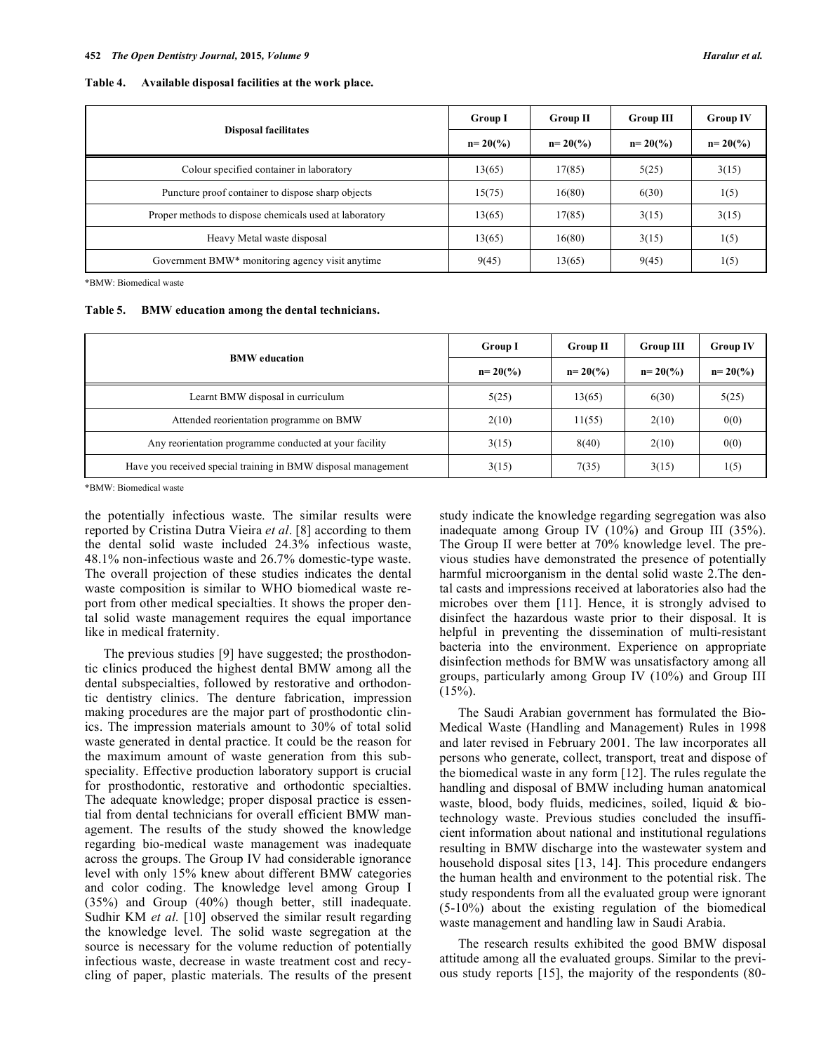**Table 4. Available disposal facilities at the work place.**

| Disposal facilitates | Group I | Group II | Group III | Group IV |
|---|---|---|---|---|
| | n= 20(%) | n= 20(%) | n= 20(%) | n= 20(%) |
| Colour specified container in laboratory | 13(65) | 17(85) | 5(25) | 3(15) |
| Puncture proof container to dispose sharp objects | 15(75) | 16(80) | 6(30) | 1(5) |
| Proper methods to dispose chemicals used at laboratory | 13(65) | 17(85) | 3(15) | 3(15) |
| Heavy Metal waste disposal | 13(65) | 16(80) | 3(15) | 1(5) |
| Government BMW* monitoring agency visit anytime | 9(45) | 13(65) | 9(45) | 1(5) |

*BMW: Biomedical waste

**Table 5. BMW education among the dental technicians.**

| BMW education | Group I | Group II | Group III | Group IV |
|---|---|---|---|---|
| | n= 20(%) | n= 20(%) | n= 20(%) | n= 20(%) |
| Learnt BMW disposal in curriculum | 5(25) | 13(65) | 6(30) | 5(25) |
| Attended reorientation programme on BMW | 2(10) | 11(55) | 2(10) | 0(0) |
| Any reorientation programme conducted at your facility | 3(15) | 8(40) | 2(10) | 0(0) |
| Have you received special training in BMW disposal management | 3(15) | 7(35) | 3(15) | 1(5) |

*BMW: Biomedical waste

the potentially infectious waste. The similar results were reported by Cristina Dutra Vieira *et al*. [8] according to them the dental solid waste included 24.3% infectious waste, 48.1% non-infectious waste and 26.7% domestic-type waste. The overall projection of these studies indicates the dental waste composition is similar to WHO biomedical waste report from other medical specialties. It shows the proper dental solid waste management requires the equal importance like in medical fraternity.

The previous studies [9] have suggested; the prosthodontic clinics produced the highest dental BMW among all the dental subspecialties, followed by restorative and orthodontic dentistry clinics. The denture fabrication, impression making procedures are the major part of prosthodontic clinics. The impression materials amount to 30% of total solid waste generated in dental practice. It could be the reason for the maximum amount of waste generation from this subspeciality. Effective production laboratory support is crucial for prosthodontic, restorative and orthodontic specialties. The adequate knowledge; proper disposal practice is essential from dental technicians for overall efficient BMW management. The results of the study showed the knowledge regarding bio-medical waste management was inadequate across the groups. The Group IV had considerable ignorance level with only 15% knew about different BMW categories and color coding. The knowledge level among Group I (35%) and Group (40%) though better, still inadequate. Sudhir KM *et al.* [10] observed the similar result regarding the knowledge level. The solid waste segregation at the source is necessary for the volume reduction of potentially infectious waste, decrease in waste treatment cost and recycling of paper, plastic materials. The results of the present study indicate the knowledge regarding segregation was also inadequate among Group IV (10%) and Group III (35%). The Group II were better at 70% knowledge level. The previous studies have demonstrated the presence of potentially harmful microorganism in the dental solid waste 2.The dental casts and impressions received at laboratories also had the microbes over them [11]. Hence, it is strongly advised to disinfect the hazardous waste prior to their disposal. It is helpful in preventing the dissemination of multi-resistant bacteria into the environment. Experience on appropriate disinfection methods for BMW was unsatisfactory among all groups, particularly among Group IV (10%) and Group III (15%).

The Saudi Arabian government has formulated the Bio-Medical Waste (Handling and Management) Rules in 1998 and later revised in February 2001. The law incorporates all persons who generate, collect, transport, treat and dispose of the biomedical waste in any form [12]. The rules regulate the handling and disposal of BMW including human anatomical waste, blood, body fluids, medicines, soiled, liquid & biotechnology waste. Previous studies concluded the insufficient information about national and institutional regulations resulting in BMW discharge into the wastewater system and household disposal sites [13, 14]. This procedure endangers the human health and environment to the potential risk. The study respondents from all the evaluated group were ignorant (5-10%) about the existing regulation of the biomedical waste management and handling law in Saudi Arabia.

The research results exhibited the good BMW disposal attitude among all the evaluated groups. Similar to the previous study reports [15], the majority of the respondents (80-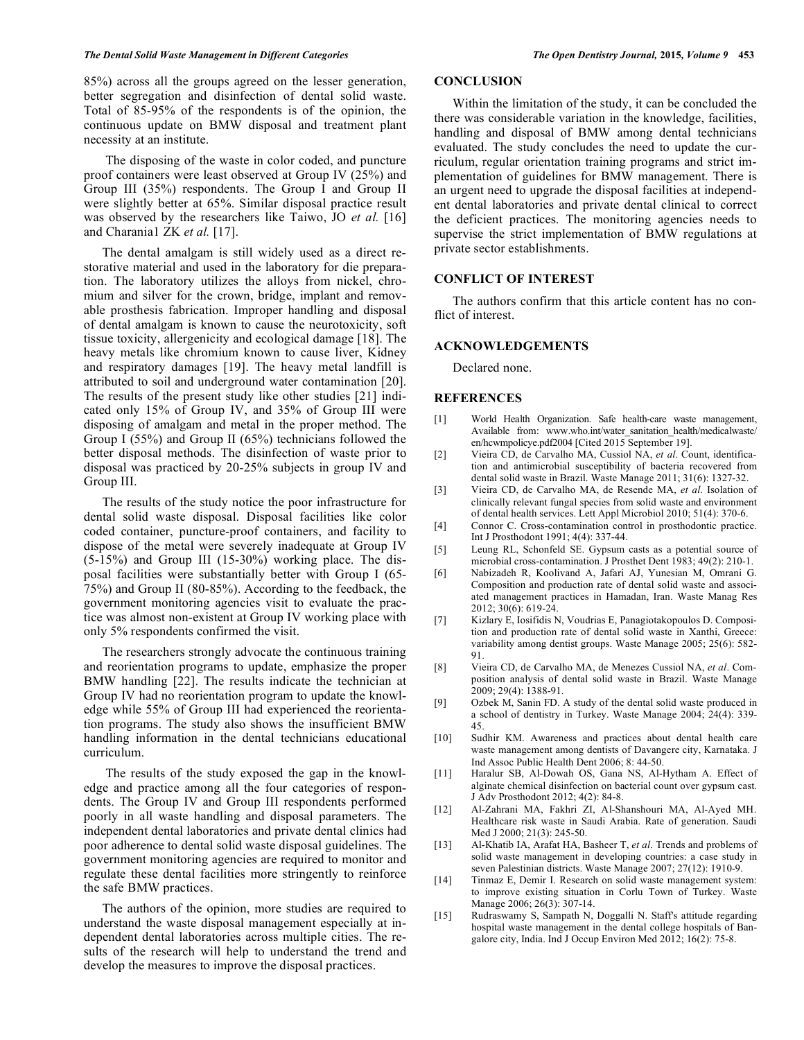85%) across all the groups agreed on the lesser generation, better segregation and disinfection of dental solid waste. Total of 85-95% of the respondents is of the opinion, the continuous update on BMW disposal and treatment plant necessity at an institute.

The disposing of the waste in color coded, and puncture proof containers were least observed at Group IV (25%) and Group III (35%) respondents. The Group I and Group II were slightly better at 65%. Similar disposal practice result was observed by the researchers like Taiwo, JO *et al.* [16] and Charania1 ZK *et al.* [17].

The dental amalgam is still widely used as a direct restorative material and used in the laboratory for die preparation. The laboratory utilizes the alloys from nickel, chromium and silver for the crown, bridge, implant and removable prosthesis fabrication. Improper handling and disposal of dental amalgam is known to cause the neurotoxicity, soft tissue toxicity, allergenicity and ecological damage [18]. The heavy metals like chromium known to cause liver, Kidney and respiratory damages [19]. The heavy metal landfill is attributed to soil and underground water contamination [20]. The results of the present study like other studies [21] indicated only 15% of Group IV, and 35% of Group III were disposing of amalgam and metal in the proper method. The Group I (55%) and Group II (65%) technicians followed the better disposal methods. The disinfection of waste prior to disposal was practiced by 20-25% subjects in group IV and Group III.

The results of the study notice the poor infrastructure for dental solid waste disposal. Disposal facilities like color coded container, puncture-proof containers, and facility to dispose of the metal were severely inadequate at Group IV (5-15%) and Group III (15-30%) working place. The disposal facilities were substantially better with Group I (65-75%) and Group II (80-85%). According to the feedback, the government monitoring agencies visit to evaluate the practice was almost non-existent at Group IV working place with only 5% respondents confirmed the visit.

The researchers strongly advocate the continuous training and reorientation programs to update, emphasize the proper BMW handling [22]. The results indicate the technician at Group IV had no reorientation program to update the knowledge while 55% of Group III had experienced the reorientation programs. The study also shows the insufficient BMW handling information in the dental technicians educational curriculum.

The results of the study exposed the gap in the knowledge and practice among all the four categories of respondents. The Group IV and Group III respondents performed poorly in all waste handling and disposal parameters. The independent dental laboratories and private dental clinics had poor adherence to dental solid waste disposal guidelines. The government monitoring agencies are required to monitor and regulate these dental facilities more stringently to reinforce the safe BMW practices.

The authors of the opinion, more studies are required to understand the waste disposal management especially at independent dental laboratories across multiple cities. The results of the research will help to understand the trend and develop the measures to improve the disposal practices.

## CONCLUSION

Within the limitation of the study, it can be concluded the there was considerable variation in the knowledge, facilities, handling and disposal of BMW among dental technicians evaluated. The study concludes the need to update the curriculum, regular orientation training programs and strict implementation of guidelines for BMW management. There is an urgent need to upgrade the disposal facilities at independent dental laboratories and private dental clinical to correct the deficient practices. The monitoring agencies needs to supervise the strict implementation of BMW regulations at private sector establishments.

## CONFLICT OF INTEREST

The authors confirm that this article content has no conflict of interest.

## ACKNOWLEDGEMENTS

Declared none.

## REFERENCES

[1] World Health Organization. Safe health-care waste management, Available from: www.who.int/water_sanitation_health/medicalwaste/en/hcwmpolicye.pdf2004 [Cited 2015 September 19].

[2] Vieira CD, de Carvalho MA, Cussiol NA, *et al*. Count, identification and antimicrobial susceptibility of bacteria recovered from dental solid waste in Brazil. Waste Manage 2011; 31(6): 1327-32.

[3] Vieira CD, de Carvalho MA, de Resende MA, *et al*. Isolation of clinically relevant fungal species from solid waste and environment of dental health services. Lett Appl Microbiol 2010; 51(4): 370-6.

[4] Connor C. Cross-contamination control in prosthodontic practice. Int J Prosthodont 1991; 4(4): 337-44.

[5] Leung RL, Schonfeld SE. Gypsum casts as a potential source of microbial cross-contamination. J Prosthet Dent 1983; 49(2): 210-1.

[6] Nabizadeh R, Koolivand A, Jafari AJ, Yunesian M, Omrani G. Composition and production rate of dental solid waste and associated management practices in Hamadan, Iran. Waste Manag Res 2012; 30(6): 619-24.

[7] Kizlary E, Iosifidis N, Voudrias E, Panagiotakopoulos D. Composition and production rate of dental solid waste in Xanthi, Greece: variability among dentist groups. Waste Manage 2005; 25(6): 582-91.

[8] Vieira CD, de Carvalho MA, de Menezes Cussiol NA, *et al*. Composition analysis of dental solid waste in Brazil. Waste Manage 2009; 29(4): 1388-91.

[9] Ozbek M, Sanin FD. A study of the dental solid waste produced in a school of dentistry in Turkey. Waste Manage 2004; 24(4): 339-45.

[10] Sudhir KM. Awareness and practices about dental health care waste management among dentists of Davangere city, Karnataka. J Ind Assoc Public Health Dent 2006; 8: 44-50.

[11] Haralur SB, Al-Dowah OS, Gana NS, Al-Hytham A. Effect of alginate chemical disinfection on bacterial count over gypsum cast. J Adv Prosthodont 2012; 4(2): 84-8.

[12] Al-Zahrani MA, Fakhri ZI, Al-Shanshouri MA, Al-Ayed MH. Healthcare risk waste in Saudi Arabia. Rate of generation. Saudi Med J 2000; 21(3): 245-50.

[13] Al-Khatib IA, Arafat HA, Basheer T, *et al.* Trends and problems of solid waste management in developing countries: a case study in seven Palestinian districts. Waste Manage 2007; 27(12): 1910-9.

[14] Tinmaz E, Demir I. Research on solid waste management system: to improve existing situation in Corlu Town of Turkey. Waste Manage 2006; 26(3): 307-14.

[15] Rudraswamy S, Sampath N, Doggalli N. Staff's attitude regarding hospital waste management in the dental college hospitals of Bangalore city, India. Ind J Occup Environ Med 2012; 16(2): 75-8.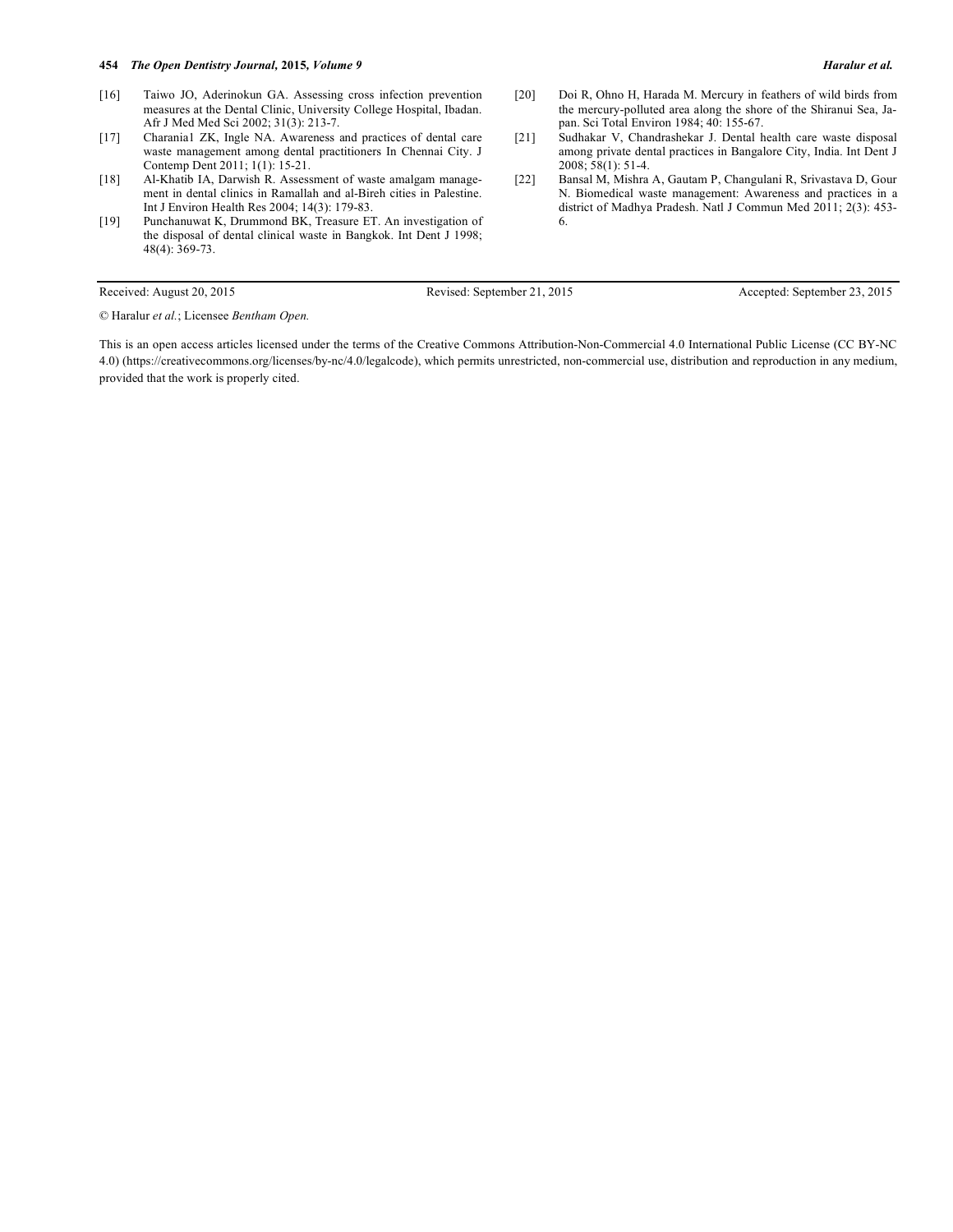[16] Taiwo JO, Aderinokun GA. Assessing cross infection prevention measures at the Dental Clinic, University College Hospital, Ibadan. Afr J Med Med Sci 2002; 31(3): 213-7.

[17] Charania1 ZK, Ingle NA. Awareness and practices of dental care waste management among dental practitioners In Chennai City. J Contemp Dent 2011; 1(1): 15-21.

[18] Al-Khatib IA, Darwish R. Assessment of waste amalgam management in dental clinics in Ramallah and al-Bireh cities in Palestine. Int J Environ Health Res 2004; 14(3): 179-83.

[19] Punchanuwat K, Drummond BK, Treasure ET. An investigation of the disposal of dental clinical waste in Bangkok. Int Dent J 1998; 48(4): 369-73.

[20] Doi R, Ohno H, Harada M. Mercury in feathers of wild birds from the mercury-polluted area along the shore of the Shiranui Sea, Japan. Sci Total Environ 1984; 40: 155-67.

[21] Sudhakar V, Chandrashekar J. Dental health care waste disposal among private dental practices in Bangalore City, India. Int Dent J 2008; 58(1): 51-4.

[22] Bansal M, Mishra A, Gautam P, Changulani R, Srivastava D, Gour N. Biomedical waste management: Awareness and practices in a district of Madhya Pradesh. Natl J Commun Med 2011; 2(3): 453-6.

Received: August 20, 2015 Revised: September 21, 2015 Accepted: September 23, 2015

© Haralur *et al.*; Licensee *Bentham Open.*

This is an open access articles licensed under the terms of the Creative Commons Attribution-Non-Commercial 4.0 International Public License (CC BY-NC 4.0) (https://creativecommons.org/licenses/by-nc/4.0/legalcode), which permits unrestricted, non-commercial use, distribution and reproduction in any medium, provided that the work is properly cited.